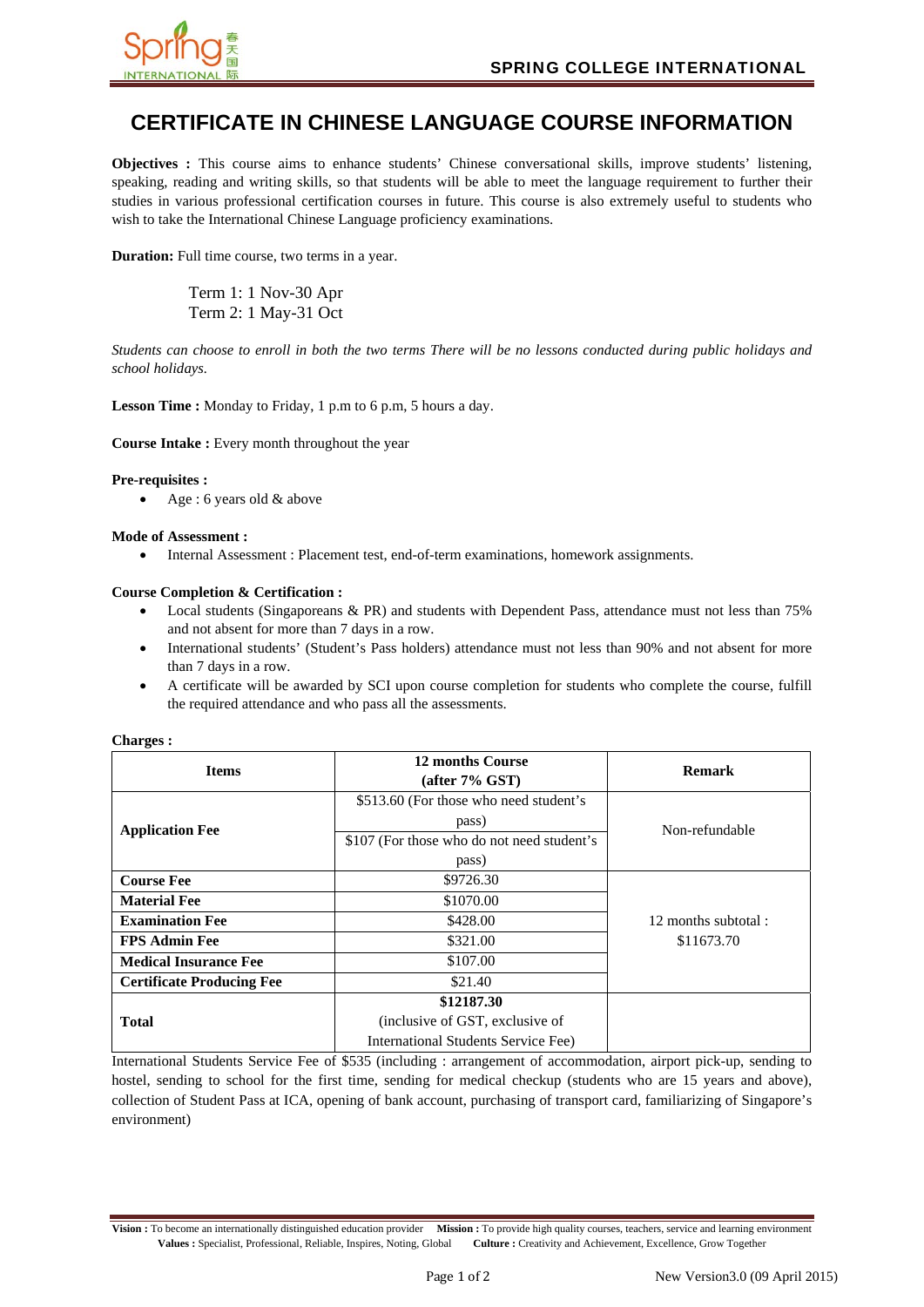# CERTIFICATE IN CHINESE LANGUAGE COURSE INFORMATION

**Objectives :** This course aims to enhance students' Chinese conversational skills, improve students' listening, speaking, reading and writing skills, so that students will be able to meet the language requirement to further their studies in various professional certification courses in future. This course is also extremely useful to students who wish to take the International Chinese Language proficiency examinations.

**Duration:** Full time course, two terms in a year.

Term 1: 1 Nov-30 Apr
Term 2: 1 May-31 Oct

*Students can choose to enroll in both the two terms There will be no lessons conducted during public holidays and school holidays.*

**Lesson Time :** Monday to Friday, 1 p.m to 6 p.m, 5 hours a day.

**Course Intake :** Every month throughout the year

**Pre-requisites :**

- Age : 6 years old & above

**Mode of Assessment :**

- Internal Assessment : Placement test, end-of-term examinations, homework assignments.

**Course Completion & Certification :**

- Local students (Singaporeans & PR) and students with Dependent Pass, attendance must not less than 75% and not absent for more than 7 days in a row.
- International students' (Student's Pass holders) attendance must not less than 90% and not absent for more than 7 days in a row.
- A certificate will be awarded by SCI upon course completion for students who complete the course, fulfill the required attendance and who pass all the assessments.

**Charges :**

| Items | 12 months Course (after 7% GST) | Remark |
|---|---|---|
| **Application Fee** | $513.60 (For those who need student's pass) | Non-refundable |
| | $107 (For those who do not need student's pass) | |
| **Course Fee** | $9726.30 | 12 months subtotal : $11673.70 |
| **Material Fee** | $1070.00 | |
| **Examination Fee** | $428.00 | |
| **FPS Admin Fee** | $321.00 | |
| **Medical Insurance Fee** | $107.00 | |
| **Certificate Producing Fee** | $21.40 | |
| **Total** | **$12187.30** (inclusive of GST, exclusive of International Students Service Fee) | |

International Students Service Fee of $535 (including : arrangement of accommodation, airport pick-up, sending to hostel, sending to school for the first time, sending for medical checkup (students who are 15 years and above), collection of Student Pass at ICA, opening of bank account, purchasing of transport card, familiarizing of Singapore's environment)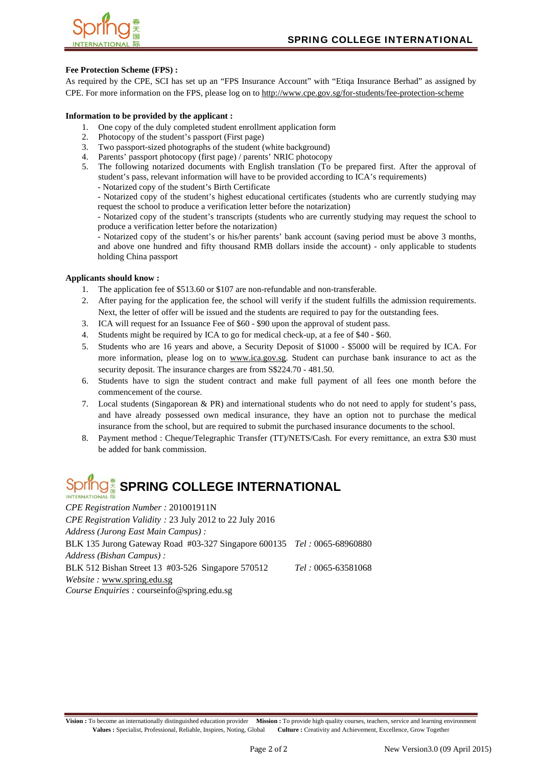**Fee Protection Scheme (FPS) :**

As required by the CPE, SCI has set up an "FPS Insurance Account" with "Etiqa Insurance Berhad" as assigned by CPE. For more information on the FPS, please log on to http://www.cpe.gov.sg/for-students/fee-protection-scheme

**Information to be provided by the applicant :**

1. One copy of the duly completed student enrollment application form
2. Photocopy of the student's passport (First page)
3. Two passport-sized photographs of the student (white background)
4. Parents' passport photocopy (first page) / parents' NRIC photocopy
5. The following notarized documents with English translation (To be prepared first. After the approval of student's pass, relevant information will have to be provided according to ICA's requirements)
   - Notarized copy of the student's Birth Certificate
   - Notarized copy of the student's highest educational certificates (students who are currently studying may request the school to produce a verification letter before the notarization)
   - Notarized copy of the student's transcripts (students who are currently studying may request the school to produce a verification letter before the notarization)
   - Notarized copy of the student's or his/her parents' bank account (saving period must be above 3 months, and above one hundred and fifty thousand RMB dollars inside the account) - only applicable to students holding China passport

**Applicants should know :**

1. The application fee of $513.60 or $107 are non-refundable and non-transferable.
2. After paying for the application fee, the school will verify if the student fulfills the admission requirements. Next, the letter of offer will be issued and the students are required to pay for the outstanding fees.
3. ICA will request for an Issuance Fee of $60 - $90 upon the approval of student pass.
4. Students might be required by ICA to go for medical check-up, at a fee of $40 - $60.
5. Students who are 16 years and above, a Security Deposit of $1000 - $5000 will be required by ICA. For more information, please log on to www.ica.gov.sg. Student can purchase bank insurance to act as the security deposit. The insurance charges are from S$224.70 - 481.50.
6. Students have to sign the student contract and make full payment of all fees one month before the commencement of the course.
7. Local students (Singaporean & PR) and international students who do not need to apply for student's pass, and have already possessed own medical insurance, they have an option not to purchase the medical insurance from the school, but are required to submit the purchased insurance documents to the school.
8. Payment method : Cheque/Telegraphic Transfer (TT)/NETS/Cash. For every remittance, an extra $30 must be added for bank commission.

## SPRING COLLEGE INTERNATIONAL

*CPE Registration Number :* 201001911N

*CPE Registration Validity :* 23 July 2012 to 22 July 2016

*Address (Jurong East Main Campus) :*

BLK 135 Jurong Gateway Road #03-327 Singapore 600135 *Tel :* 0065-68960880

*Address (Bishan Campus) :*

BLK 512 Bishan Street 13 #03-526 Singapore 570512 *Tel :* 0065-63581068

*Website :* www.spring.edu.sg

*Course Enquiries :* courseinfo@spring.edu.sg

**Vision :** To become an internationally distinguished education provider **Mission :** To provide high quality courses, teachers, service and learning environment
**Values :** Specialist, Professional, Reliable, Inspires, Noting, Global **Culture :** Creativity and Achievement, Excellence, Grow Together

New Version3.0 (09 April 2015)